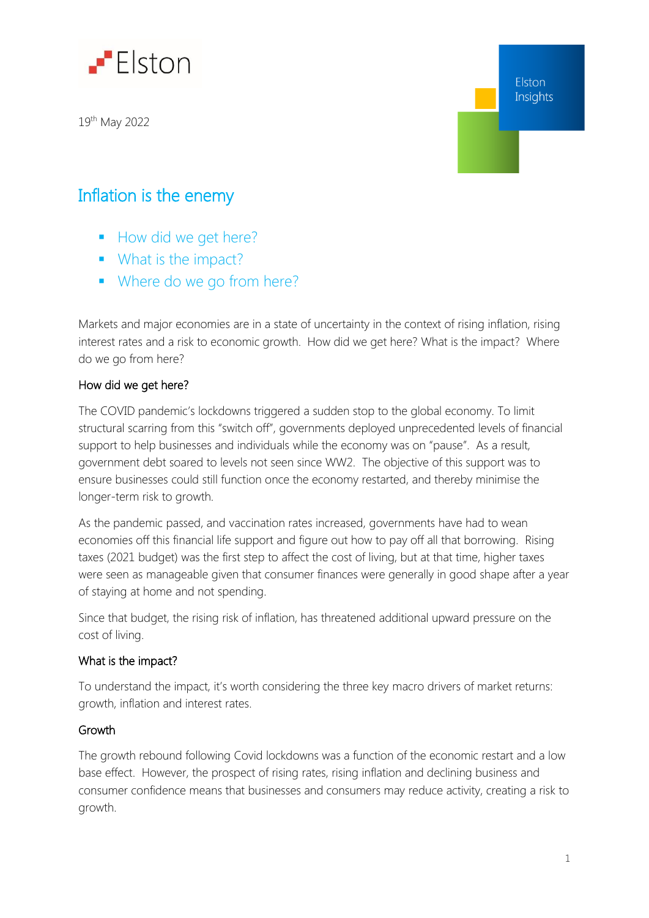Elston

19th May 2022

Elston Insights

# Inflation is the enemy

- How did we get here?
- What is the impact?
- Where do we go from here?

Markets and major economies are in a state of uncertainty in the context of rising inflation, rising interest rates and a risk to economic growth. How did we get here? What is the impact? Where do we go from here?

## How did we get here?

The COVID pandemic's lockdowns triggered a sudden stop to the global economy. To limit structural scarring from this "switch off", governments deployed unprecedented levels of financial support to help businesses and individuals while the economy was on "pause". As a result, government debt soared to levels not seen since WW2. The objective of this support was to ensure businesses could still function once the economy restarted, and thereby minimise the longer-term risk to growth.

As the pandemic passed, and vaccination rates increased, governments have had to wean economies off this financial life support and figure out how to pay off all that borrowing. Rising taxes (2021 budget) was the first step to affect the cost of living, but at that time, higher taxes were seen as manageable given that consumer finances were generally in good shape after a year of staying at home and not spending.

Since that budget, the rising risk of inflation, has threatened additional upward pressure on the cost of living.

## What is the impact?

To understand the impact, it's worth considering the three key macro drivers of market returns: growth, inflation and interest rates.

### Growth

The growth rebound following Covid lockdowns was a function of the economic restart and a low base effect. However, the prospect of rising rates, rising inflation and declining business and consumer confidence means that businesses and consumers may reduce activity, creating a risk to growth.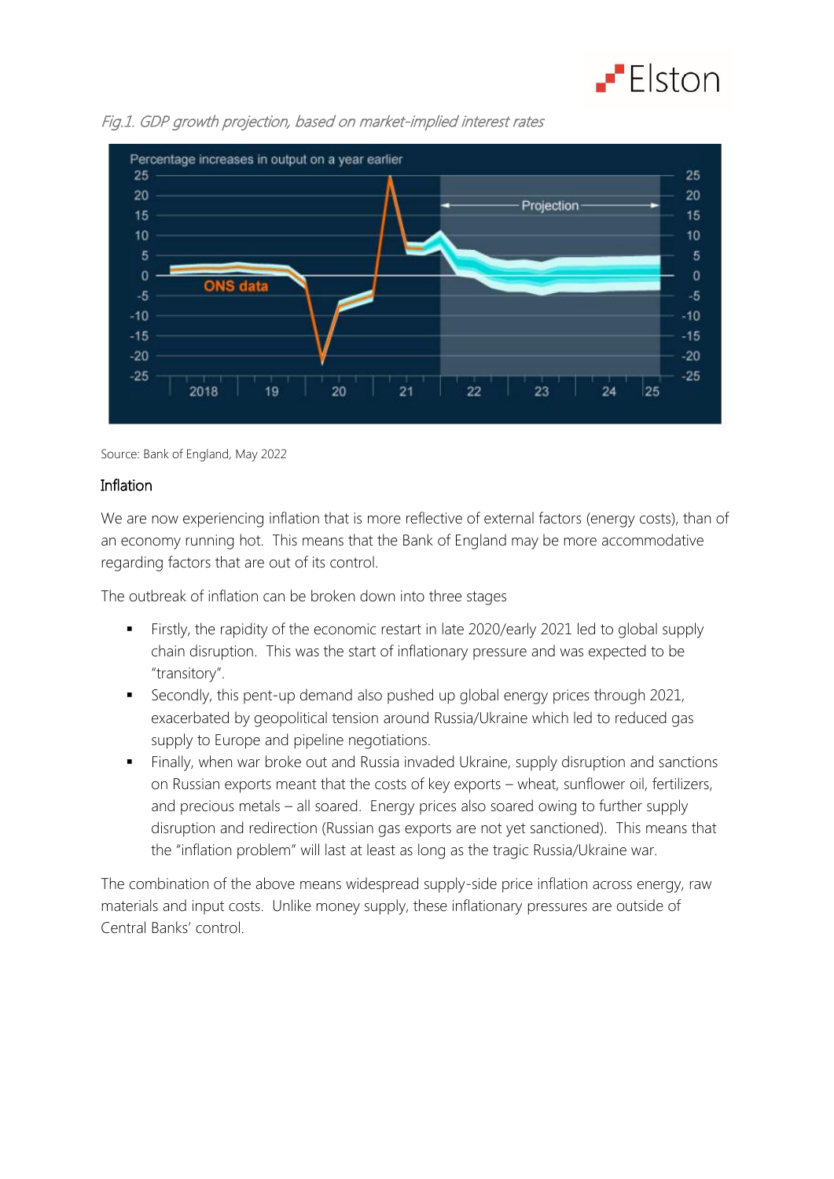*Fig.1. GDP growth projection, based on market-implied interest rates*

Source: Bank of England, May 2022

## Inflation

We are now experiencing inflation that is more reflective of external factors (energy costs), than of an economy running hot. This means that the Bank of England may be more accommodative regarding factors that are out of its control.

The outbreak of inflation can be broken down into three stages

- Firstly, the rapidity of the economic restart in late 2020/early 2021 led to global supply chain disruption. This was the start of inflationary pressure and was expected to be "transitory".
- Secondly, this pent-up demand also pushed up global energy prices through 2021, exacerbated by geopolitical tension around Russia/Ukraine which led to reduced gas supply to Europe and pipeline negotiations.
- Finally, when war broke out and Russia invaded Ukraine, supply disruption and sanctions on Russian exports meant that the costs of key exports – wheat, sunflower oil, fertilizers, and precious metals – all soared. Energy prices also soared owing to further supply disruption and redirection (Russian gas exports are not yet sanctioned). This means that the "inflation problem" will last at least as long as the tragic Russia/Ukraine war.

The combination of the above means widespread supply-side price inflation across energy, raw materials and input costs. Unlike money supply, these inflationary pressures are outside of Central Banks' control.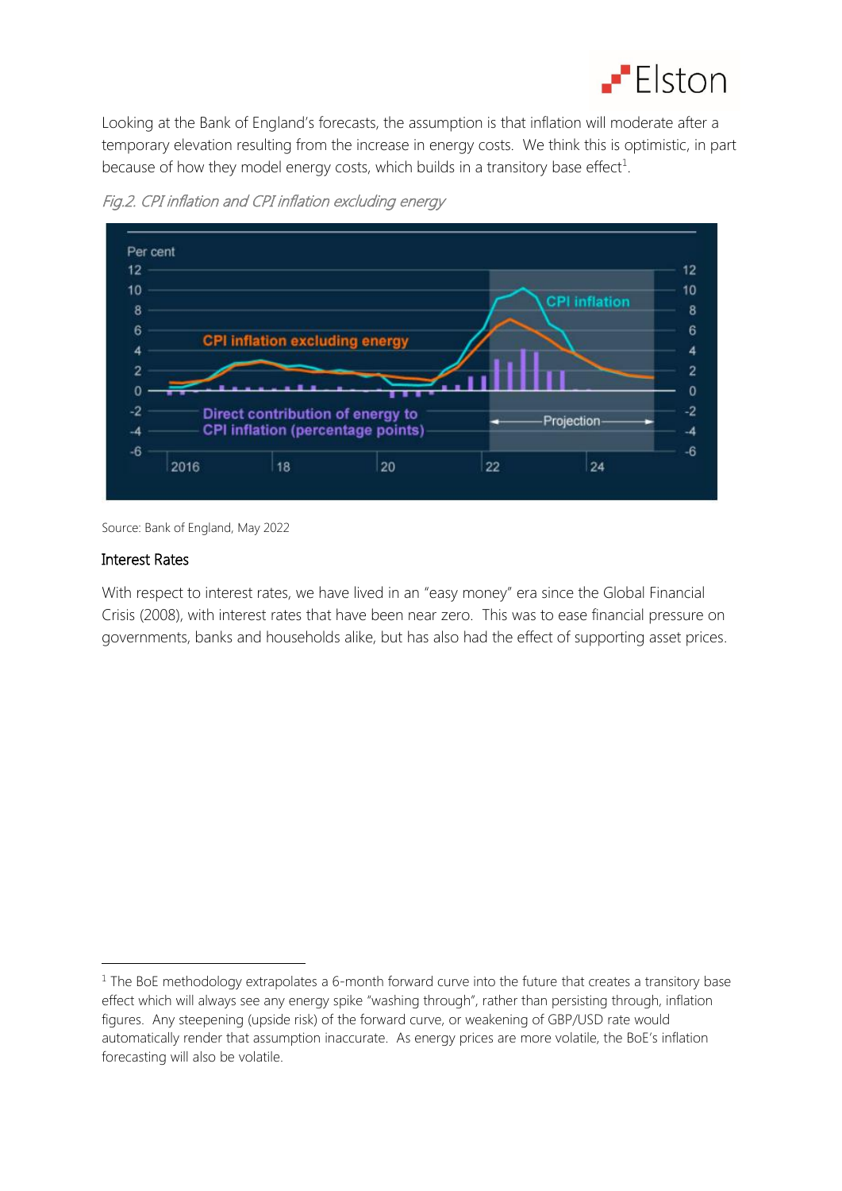Looking at the Bank of England's forecasts, the assumption is that inflation will moderate after a temporary elevation resulting from the increase in energy costs. We think this is optimistic, in part because of how they model energy costs, which builds in a transitory base effect[1].

*Fig.2. CPI inflation and CPI inflation excluding energy*

Source: Bank of England, May 2022

## Interest Rates

With respect to interest rates, we have lived in an "easy money" era since the Global Financial Crisis (2008), with interest rates that have been near zero. This was to ease financial pressure on governments, banks and households alike, but has also had the effect of supporting asset prices.

---

[1] The BoE methodology extrapolates a 6-month forward curve into the future that creates a transitory base effect which will always see any energy spike "washing through", rather than persisting through, inflation figures. Any steepening (upside risk) of the forward curve, or weakening of GBP/USD rate would automatically render that assumption inaccurate. As energy prices are more volatile, the BoE's inflation forecasting will also be volatile.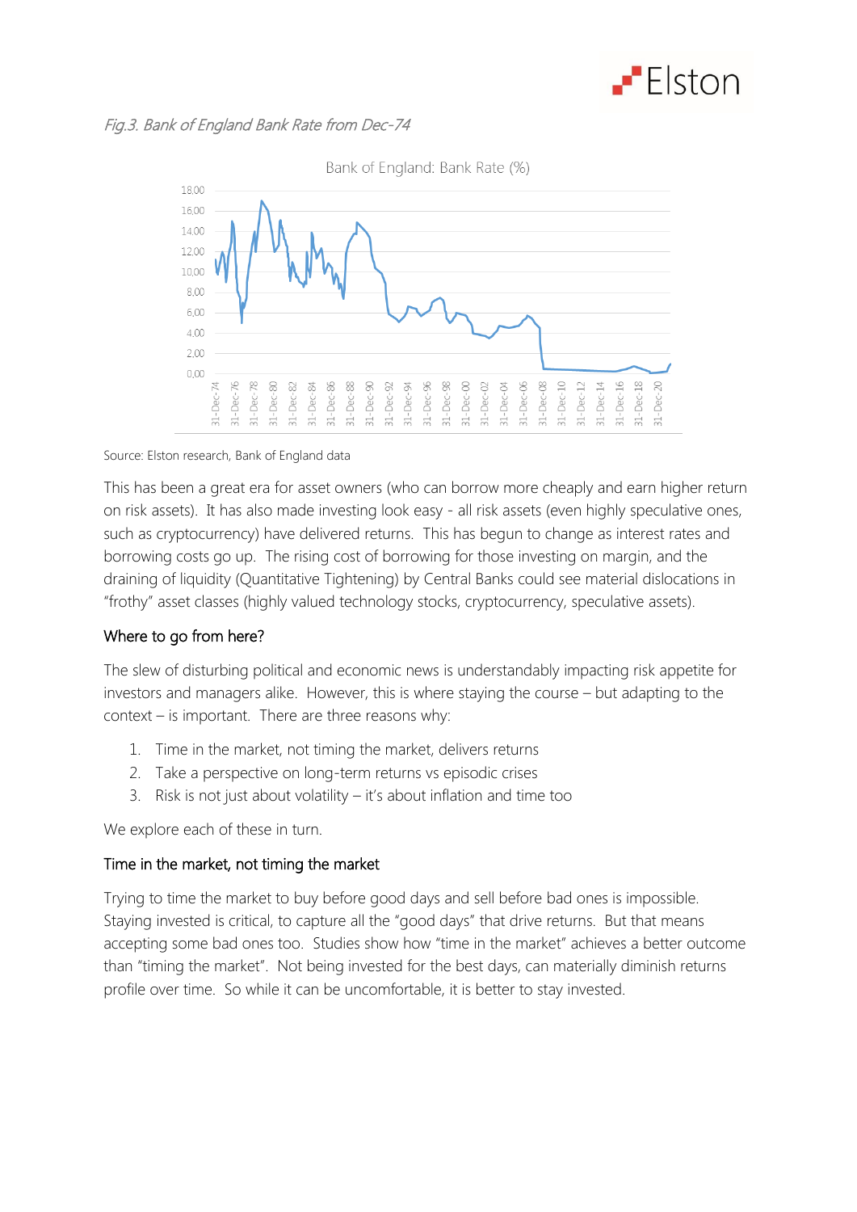*Fig.3. Bank of England Bank Rate from Dec-74*

Source: Elston research, Bank of England data

This has been a great era for asset owners (who can borrow more cheaply and earn higher return on risk assets). It has also made investing look easy - all risk assets (even highly speculative ones, such as cryptocurrency) have delivered returns. This has begun to change as interest rates and borrowing costs go up. The rising cost of borrowing for those investing on margin, and the draining of liquidity (Quantitative Tightening) by Central Banks could see material dislocations in "frothy" asset classes (highly valued technology stocks, cryptocurrency, speculative assets).

## Where to go from here?

The slew of disturbing political and economic news is understandably impacting risk appetite for investors and managers alike. However, this is where staying the course – but adapting to the context – is important. There are three reasons why:

1. Time in the market, not timing the market, delivers returns
2. Take a perspective on long-term returns vs episodic crises
3. Risk is not just about volatility – it's about inflation and time too

We explore each of these in turn.

## Time in the market, not timing the market

Trying to time the market to buy before good days and sell before bad ones is impossible. Staying invested is critical, to capture all the "good days" that drive returns. But that means accepting some bad ones too. Studies show how "time in the market" achieves a better outcome than "timing the market". Not being invested for the best days, can materially diminish returns profile over time. So while it can be uncomfortable, it is better to stay invested.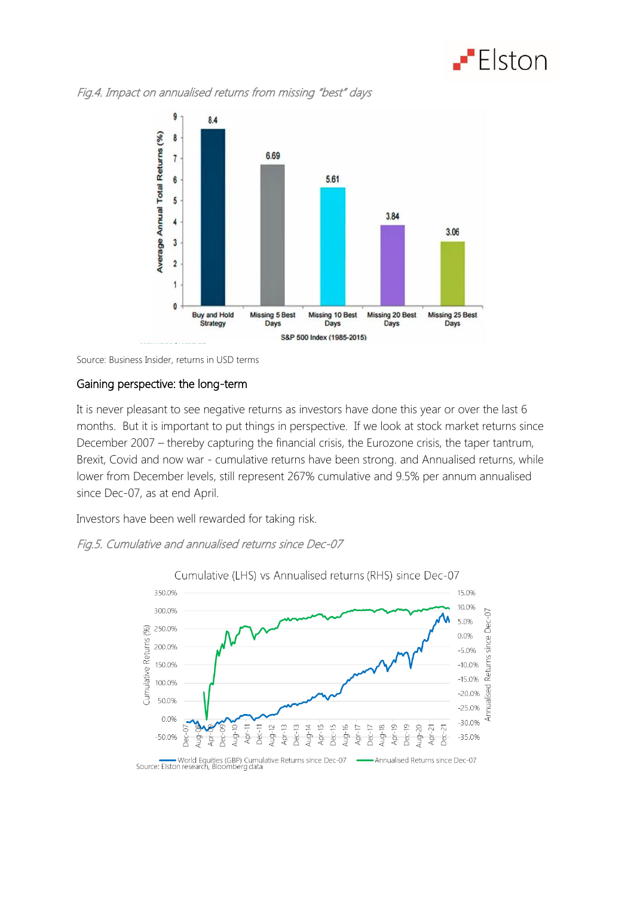*Fig.4. Impact on annualised returns from missing "best" days*

Source: Business Insider, returns in USD terms

## Gaining perspective: the long-term

It is never pleasant to see negative returns as investors have done this year or over the last 6 months. But it is important to put things in perspective. If we look at stock market returns since December 2007 – thereby capturing the financial crisis, the Eurozone crisis, the taper tantrum, Brexit, Covid and now war - cumulative returns have been strong. and Annualised returns, while lower from December levels, still represent 267% cumulative and 9.5% per annum annualised since Dec-07, as at end April.

Investors have been well rewarded for taking risk.

*Fig.5. Cumulative and annualised returns since Dec-07*

Source: Elston research, Bloomberg data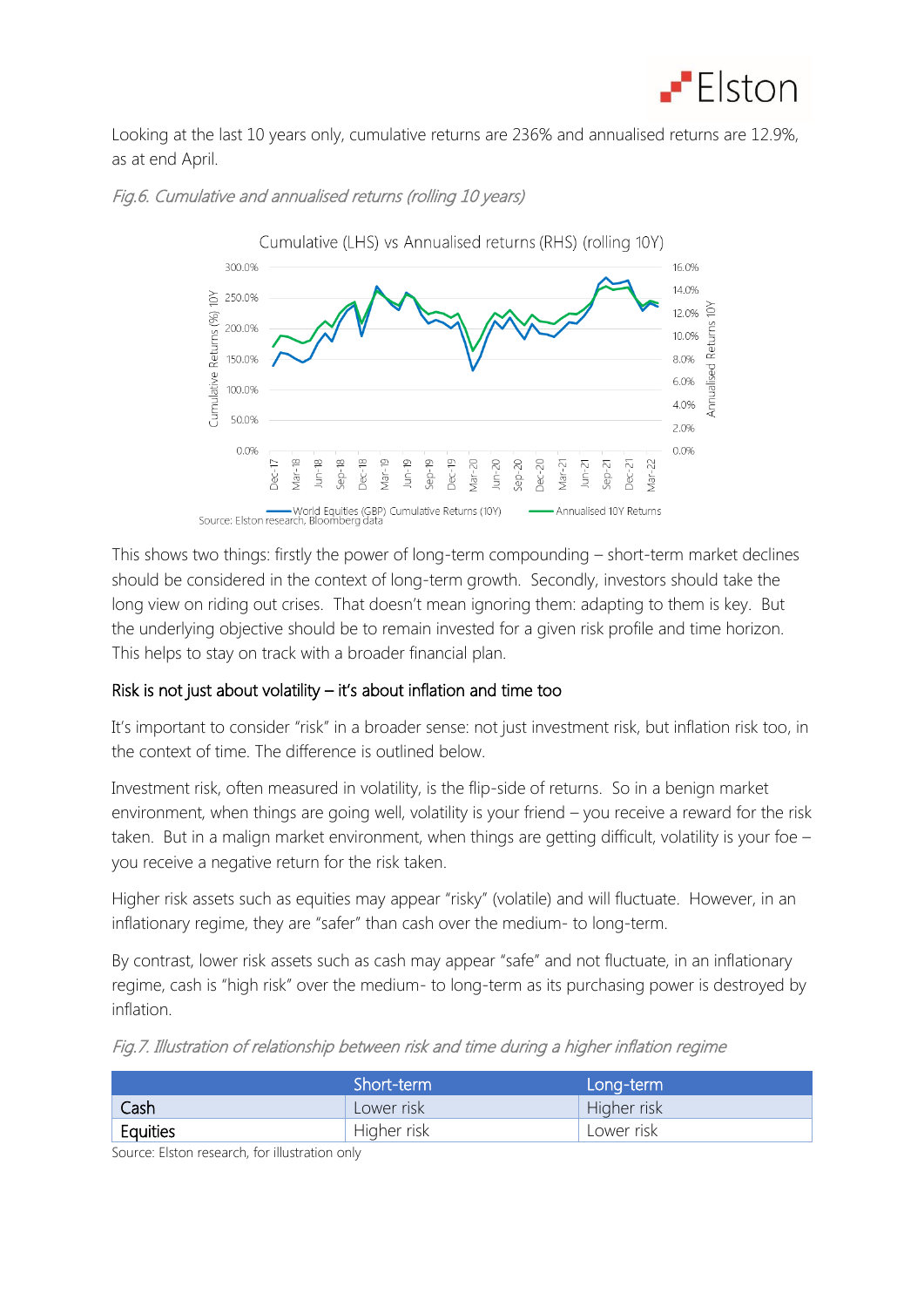Looking at the last 10 years only, cumulative returns are 236% and annualised returns are 12.9%, as at end April.

*Fig.6. Cumulative and annualised returns (rolling 10 years)*

Source: Elston research, Bloomberg data

This shows two things: firstly the power of long-term compounding – short-term market declines should be considered in the context of long-term growth. Secondly, investors should take the long view on riding out crises. That doesn't mean ignoring them: adapting to them is key. But the underlying objective should be to remain invested for a given risk profile and time horizon. This helps to stay on track with a broader financial plan.

## Risk is not just about volatility – it's about inflation and time too

It's important to consider "risk" in a broader sense: not just investment risk, but inflation risk too, in the context of time. The difference is outlined below.

Investment risk, often measured in volatility, is the flip-side of returns. So in a benign market environment, when things are going well, volatility is your friend – you receive a reward for the risk taken. But in a malign market environment, when things are getting difficult, volatility is your foe – you receive a negative return for the risk taken.

Higher risk assets such as equities may appear "risky" (volatile) and will fluctuate. However, in an inflationary regime, they are "safer" than cash over the medium- to long-term.

By contrast, lower risk assets such as cash may appear "safe" and not fluctuate, in an inflationary regime, cash is "high risk" over the medium- to long-term as its purchasing power is destroyed by inflation.

*Fig.7. Illustration of relationship between risk and time during a higher inflation regime*

| | Short-term | Long-term |
|---|---|---|
| Cash | Lower risk | Higher risk |
| Equities | Higher risk | Lower risk |

Source: Elston research, for illustration only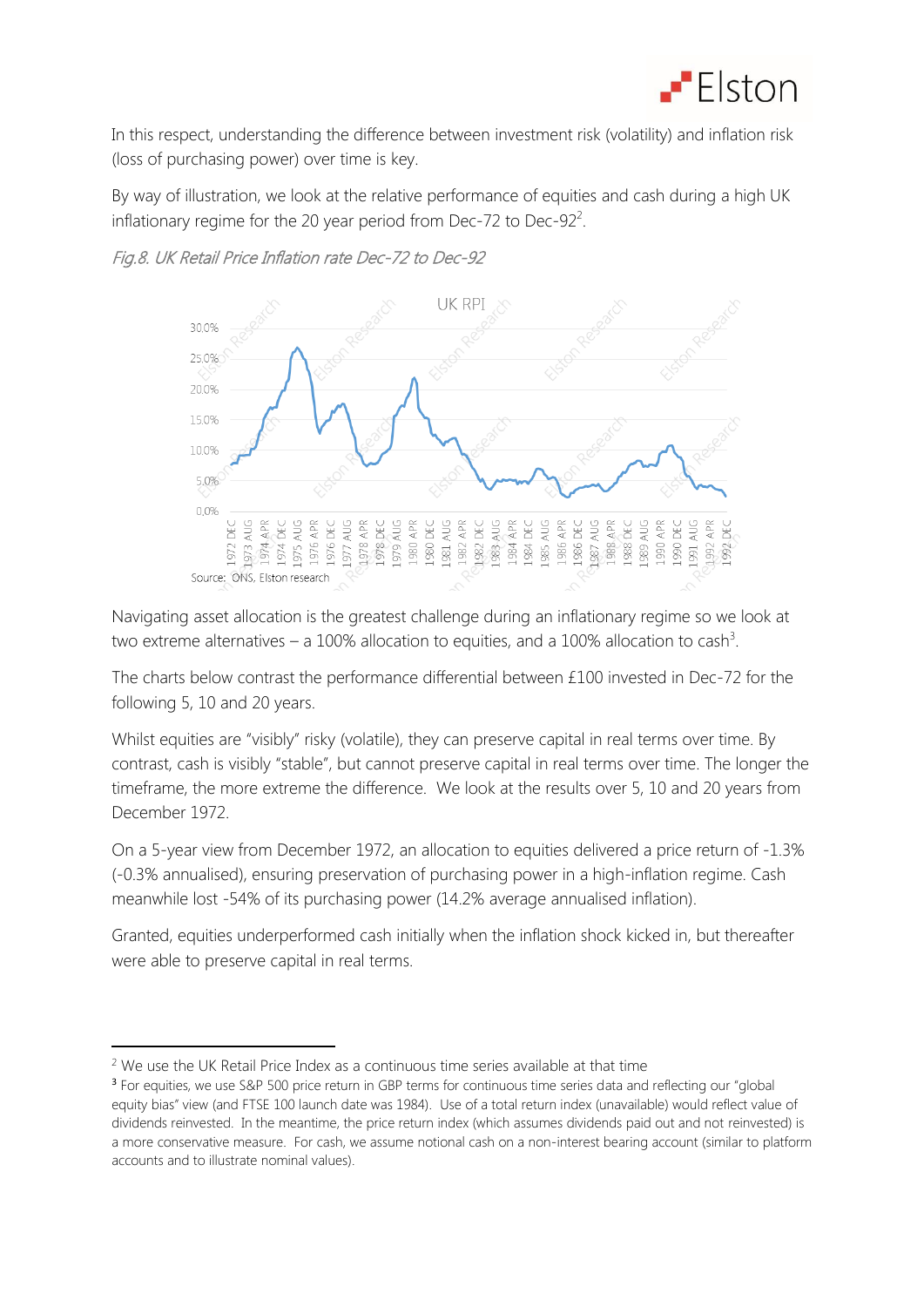In this respect, understanding the difference between investment risk (volatility) and inflation risk (loss of purchasing power) over time is key.

By way of illustration, we look at the relative performance of equities and cash during a high UK inflationary regime for the 20 year period from Dec-72 to Dec-92[2].

*Fig.8. UK Retail Price Inflation rate Dec-72 to Dec-92*

Source: ONS, Elston research

Navigating asset allocation is the greatest challenge during an inflationary regime so we look at two extreme alternatives – a 100% allocation to equities, and a 100% allocation to cash[3].

The charts below contrast the performance differential between £100 invested in Dec-72 for the following 5, 10 and 20 years.

Whilst equities are "visibly" risky (volatile), they can preserve capital in real terms over time. By contrast, cash is visibly "stable", but cannot preserve capital in real terms over time. The longer the timeframe, the more extreme the difference. We look at the results over 5, 10 and 20 years from December 1972.

On a 5-year view from December 1972, an allocation to equities delivered a price return of -1.3% (-0.3% annualised), ensuring preservation of purchasing power in a high-inflation regime. Cash meanwhile lost -54% of its purchasing power (14.2% average annualised inflation).

Granted, equities underperformed cash initially when the inflation shock kicked in, but thereafter were able to preserve capital in real terms.

---

[2] We use the UK Retail Price Index as a continuous time series available at that time

[3] For equities, we use S&P 500 price return in GBP terms for continuous time series data and reflecting our "global equity bias" view (and FTSE 100 launch date was 1984). Use of a total return index (unavailable) would reflect value of dividends reinvested. In the meantime, the price return index (which assumes dividends paid out and not reinvested) is a more conservative measure. For cash, we assume notional cash on a non-interest bearing account (similar to platform accounts and to illustrate nominal values).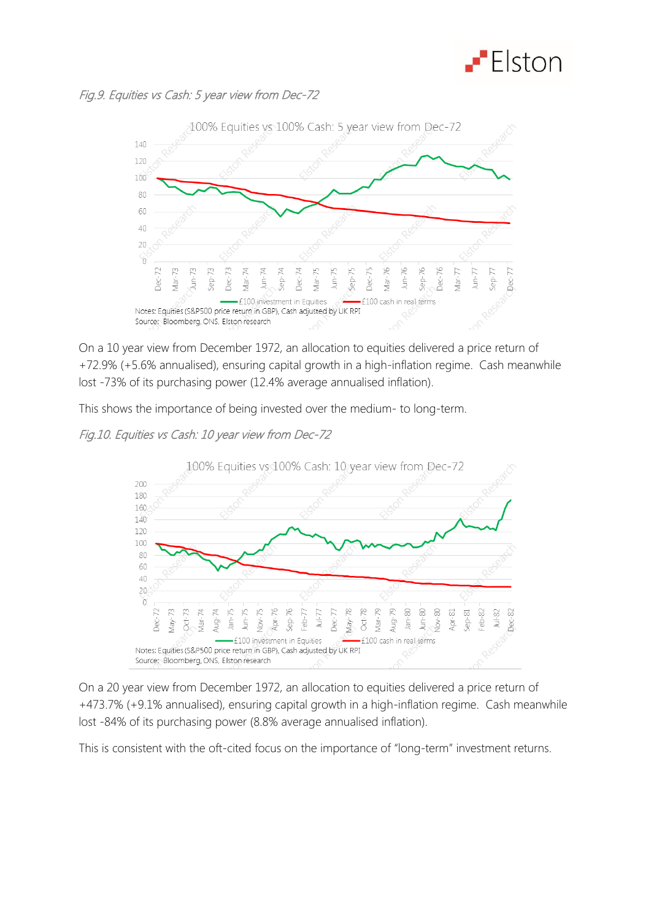*Fig.9. Equities vs Cash: 5 year view from Dec-72*

On a 10 year view from December 1972, an allocation to equities delivered a price return of +72.9% (+5.6% annualised), ensuring capital growth in a high-inflation regime. Cash meanwhile lost -73% of its purchasing power (12.4% average annualised inflation).

This shows the importance of being invested over the medium- to long-term.

*Fig.10. Equities vs Cash: 10 year view from Dec-72*

On a 20 year view from December 1972, an allocation to equities delivered a price return of +473.7% (+9.1% annualised), ensuring capital growth in a high-inflation regime. Cash meanwhile lost -84% of its purchasing power (8.8% average annualised inflation).

This is consistent with the oft-cited focus on the importance of "long-term" investment returns.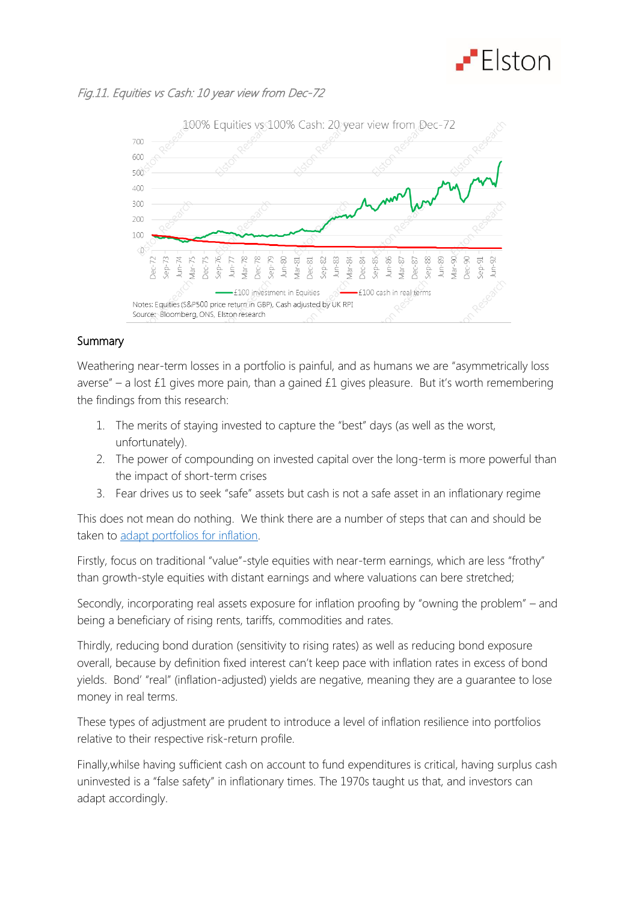*Fig.11. Equities vs Cash: 10 year view from Dec-72*

## Summary

Weathering near-term losses in a portfolio is painful, and as humans we are "asymmetrically loss averse" – a lost £1 gives more pain, than a gained £1 gives pleasure. But it's worth remembering the findings from this research:

1. The merits of staying invested to capture the "best" days (as well as the worst, unfortunately).
2. The power of compounding on invested capital over the long-term is more powerful than the impact of short-term crises
3. Fear drives us to seek "safe" assets but cash is not a safe asset in an inflationary regime

This does not mean do nothing. We think there are a number of steps that can and should be taken to adapt portfolios for inflation.

Firstly, focus on traditional "value"-style equities with near-term earnings, which are less "frothy" than growth-style equities with distant earnings and where valuations can bere stretched;

Secondly, incorporating real assets exposure for inflation proofing by "owning the problem" – and being a beneficiary of rising rents, tariffs, commodities and rates.

Thirdly, reducing bond duration (sensitivity to rising rates) as well as reducing bond exposure overall, because by definition fixed interest can't keep pace with inflation rates in excess of bond yields. Bond' "real" (inflation-adjusted) yields are negative, meaning they are a guarantee to lose money in real terms.

These types of adjustment are prudent to introduce a level of inflation resilience into portfolios relative to their respective risk-return profile.

Finally,whilse having sufficient cash on account to fund expenditures is critical, having surplus cash uninvested is a "false safety" in inflationary times. The 1970s taught us that, and investors can adapt accordingly.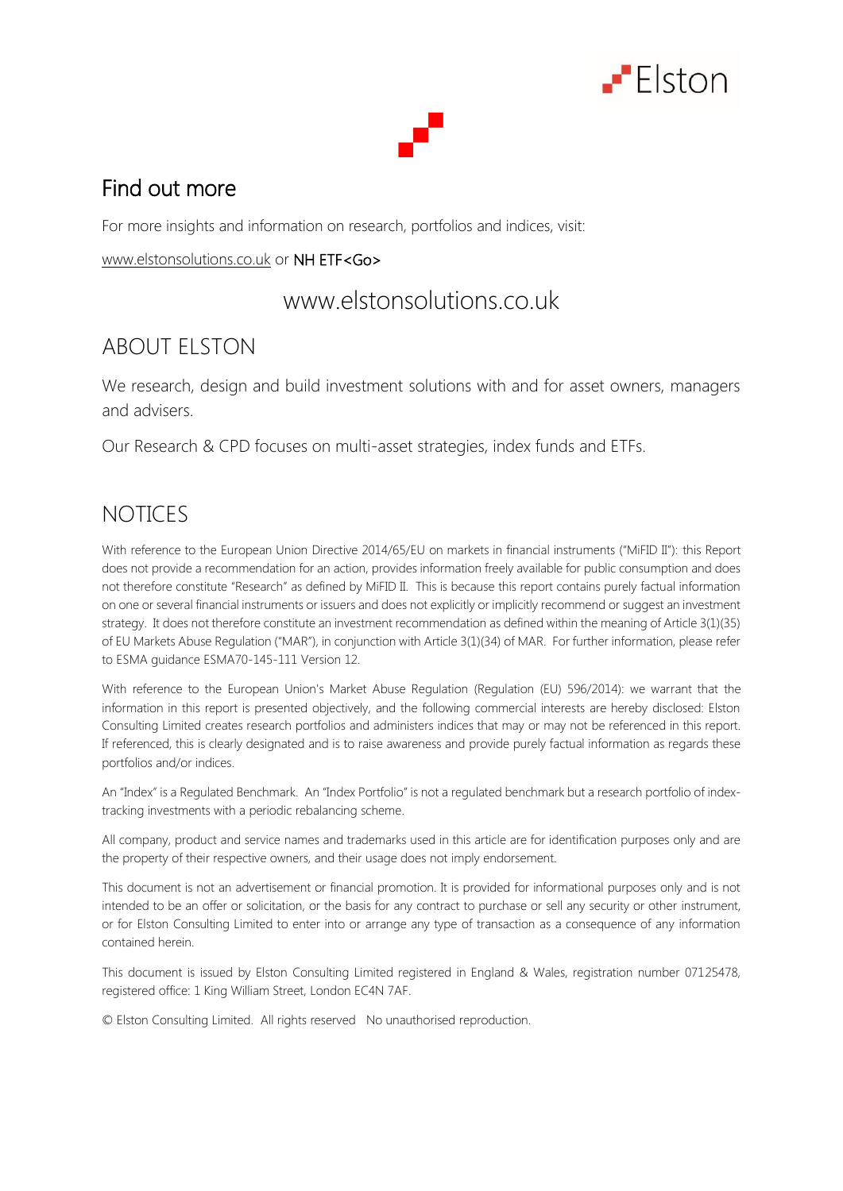## Find out more

For more insights and information on research, portfolios and indices, visit:

www.elstonsolutions.co.uk or NH ETF<Go>

www.elstonsolutions.co.uk

## ABOUT ELSTON

We research, design and build investment solutions with and for asset owners, managers and advisers.

Our Research & CPD focuses on multi-asset strategies, index funds and ETFs.

## NOTICES

With reference to the European Union Directive 2014/65/EU on markets in financial instruments ("MiFID II"): this Report does not provide a recommendation for an action, provides information freely available for public consumption and does not therefore constitute "Research" as defined by MiFID II. This is because this report contains purely factual information on one or several financial instruments or issuers and does not explicitly or implicitly recommend or suggest an investment strategy. It does not therefore constitute an investment recommendation as defined within the meaning of Article 3(1)(35) of EU Markets Abuse Regulation ("MAR"), in conjunction with Article 3(1)(34) of MAR. For further information, please refer to ESMA guidance ESMA70-145-111 Version 12.

With reference to the European Union's Market Abuse Regulation (Regulation (EU) 596/2014): we warrant that the information in this report is presented objectively, and the following commercial interests are hereby disclosed: Elston Consulting Limited creates research portfolios and administers indices that may or may not be referenced in this report. If referenced, this is clearly designated and is to raise awareness and provide purely factual information as regards these portfolios and/or indices.

An "Index" is a Regulated Benchmark. An "Index Portfolio" is not a regulated benchmark but a research portfolio of index-tracking investments with a periodic rebalancing scheme.

All company, product and service names and trademarks used in this article are for identification purposes only and are the property of their respective owners, and their usage does not imply endorsement.

This document is not an advertisement or financial promotion. It is provided for informational purposes only and is not intended to be an offer or solicitation, or the basis for any contract to purchase or sell any security or other instrument, or for Elston Consulting Limited to enter into or arrange any type of transaction as a consequence of any information contained herein.

This document is issued by Elston Consulting Limited registered in England & Wales, registration number 07125478, registered office: 1 King William Street, London EC4N 7AF.

© Elston Consulting Limited. All rights reserved No unauthorised reproduction.